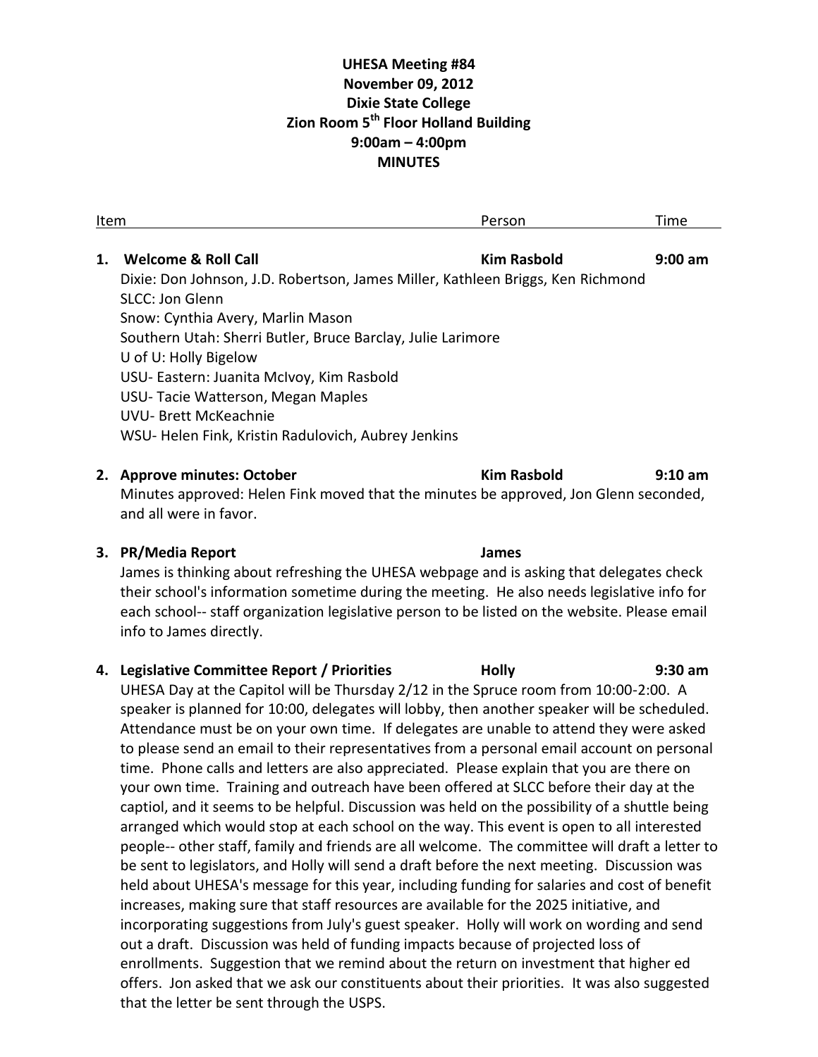**UHESA Meeting #84**
**November 09, 2012**
**Dixie State College**
**Zion Room 5th Floor Holland Building**
**9:00am – 4:00pm**
**MINUTES**

| Item | Person | Time |
|---|---|---|

1. **Welcome & Roll Call** — **Kim Rasbold** — **9:00 am**
   Dixie: Don Johnson, J.D. Robertson, James Miller, Kathleen Briggs, Ken Richmond
   SLCC: Jon Glenn
   Snow: Cynthia Avery, Marlin Mason
   Southern Utah: Sherri Butler, Bruce Barclay, Julie Larimore
   U of U: Holly Bigelow
   USU- Eastern: Juanita McIvoy, Kim Rasbold
   USU- Tacie Watterson, Megan Maples
   UVU- Brett McKeachnie
   WSU- Helen Fink, Kristin Radulovich, Aubrey Jenkins

2. **Approve minutes: October** — **Kim Rasbold** — **9:10 am**
   Minutes approved: Helen Fink moved that the minutes be approved, Jon Glenn seconded, and all were in favor.

3. **PR/Media Report** — **James**
   James is thinking about refreshing the UHESA webpage and is asking that delegates check their school's information sometime during the meeting. He also needs legislative info for each school-- staff organization legislative person to be listed on the website. Please email info to James directly.

4. **Legislative Committee Report / Priorities** — **Holly** — **9:30 am**
   UHESA Day at the Capitol will be Thursday 2/12 in the Spruce room from 10:00-2:00. A speaker is planned for 10:00, delegates will lobby, then another speaker will be scheduled. Attendance must be on your own time. If delegates are unable to attend they were asked to please send an email to their representatives from a personal email account on personal time. Phone calls and letters are also appreciated. Please explain that you are there on your own time. Training and outreach have been offered at SLCC before their day at the captiol, and it seems to be helpful. Discussion was held on the possibility of a shuttle being arranged which would stop at each school on the way. This event is open to all interested people-- other staff, family and friends are all welcome. The committee will draft a letter to be sent to legislators, and Holly will send a draft before the next meeting. Discussion was held about UHESA's message for this year, including funding for salaries and cost of benefit increases, making sure that staff resources are available for the 2025 initiative, and incorporating suggestions from July's guest speaker. Holly will work on wording and send out a draft. Discussion was held of funding impacts because of projected loss of enrollments. Suggestion that we remind about the return on investment that higher ed offers. Jon asked that we ask our constituents about their priorities. It was also suggested that the letter be sent through the USPS.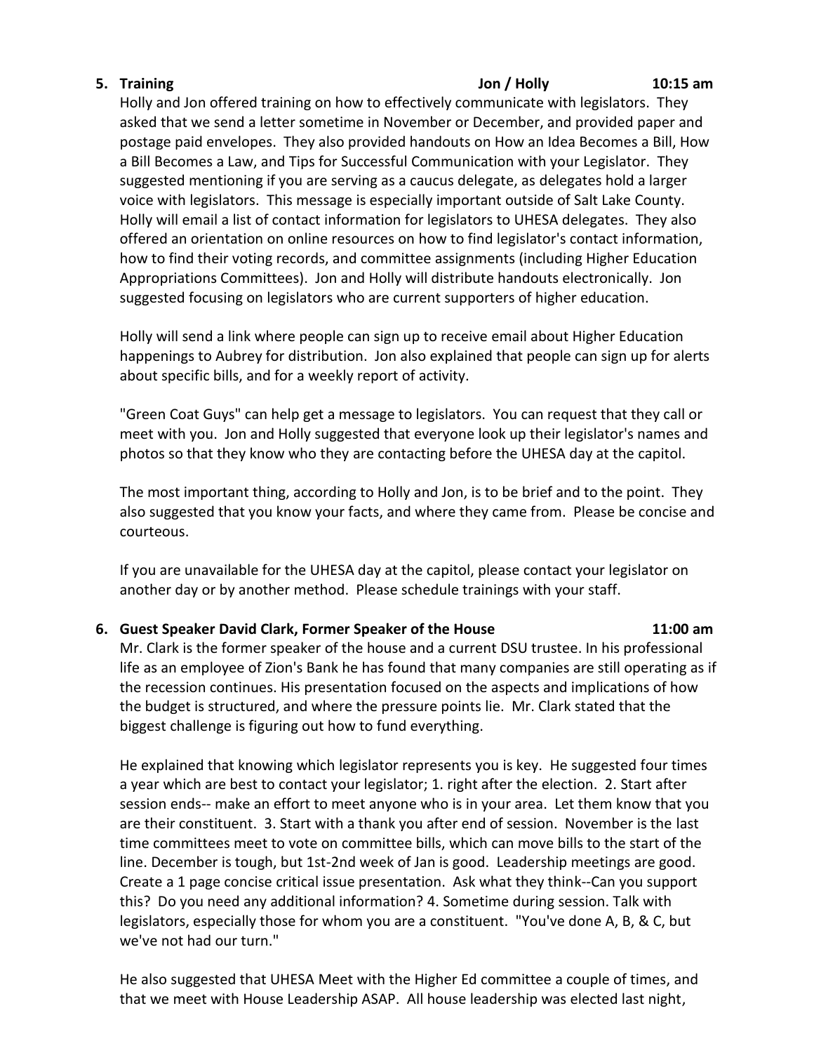**5. Training** **Jon / Holly** **10:15 am**

Holly and Jon offered training on how to effectively communicate with legislators. They asked that we send a letter sometime in November or December, and provided paper and postage paid envelopes. They also provided handouts on How an Idea Becomes a Bill, How a Bill Becomes a Law, and Tips for Successful Communication with your Legislator. They suggested mentioning if you are serving as a caucus delegate, as delegates hold a larger voice with legislators. This message is especially important outside of Salt Lake County. Holly will email a list of contact information for legislators to UHESA delegates. They also offered an orientation on online resources on how to find legislator's contact information, how to find their voting records, and committee assignments (including Higher Education Appropriations Committees). Jon and Holly will distribute handouts electronically. Jon suggested focusing on legislators who are current supporters of higher education.

Holly will send a link where people can sign up to receive email about Higher Education happenings to Aubrey for distribution. Jon also explained that people can sign up for alerts about specific bills, and for a weekly report of activity.

"Green Coat Guys" can help get a message to legislators. You can request that they call or meet with you. Jon and Holly suggested that everyone look up their legislator's names and photos so that they know who they are contacting before the UHESA day at the capitol.

The most important thing, according to Holly and Jon, is to be brief and to the point. They also suggested that you know your facts, and where they came from. Please be concise and courteous.

If you are unavailable for the UHESA day at the capitol, please contact your legislator on another day or by another method. Please schedule trainings with your staff.

**6. Guest Speaker David Clark, Former Speaker of the House** **11:00 am**

Mr. Clark is the former speaker of the house and a current DSU trustee. In his professional life as an employee of Zion's Bank he has found that many companies are still operating as if the recession continues. His presentation focused on the aspects and implications of how the budget is structured, and where the pressure points lie. Mr. Clark stated that the biggest challenge is figuring out how to fund everything.

He explained that knowing which legislator represents you is key. He suggested four times a year which are best to contact your legislator; 1. right after the election. 2. Start after session ends-- make an effort to meet anyone who is in your area. Let them know that you are their constituent. 3. Start with a thank you after end of session. November is the last time committees meet to vote on committee bills, which can move bills to the start of the line. December is tough, but 1st-2nd week of Jan is good. Leadership meetings are good. Create a 1 page concise critical issue presentation. Ask what they think--Can you support this? Do you need any additional information? 4. Sometime during session. Talk with legislators, especially those for whom you are a constituent. "You've done A, B, & C, but we've not had our turn."

He also suggested that UHESA Meet with the Higher Ed committee a couple of times, and that we meet with House Leadership ASAP. All house leadership was elected last night,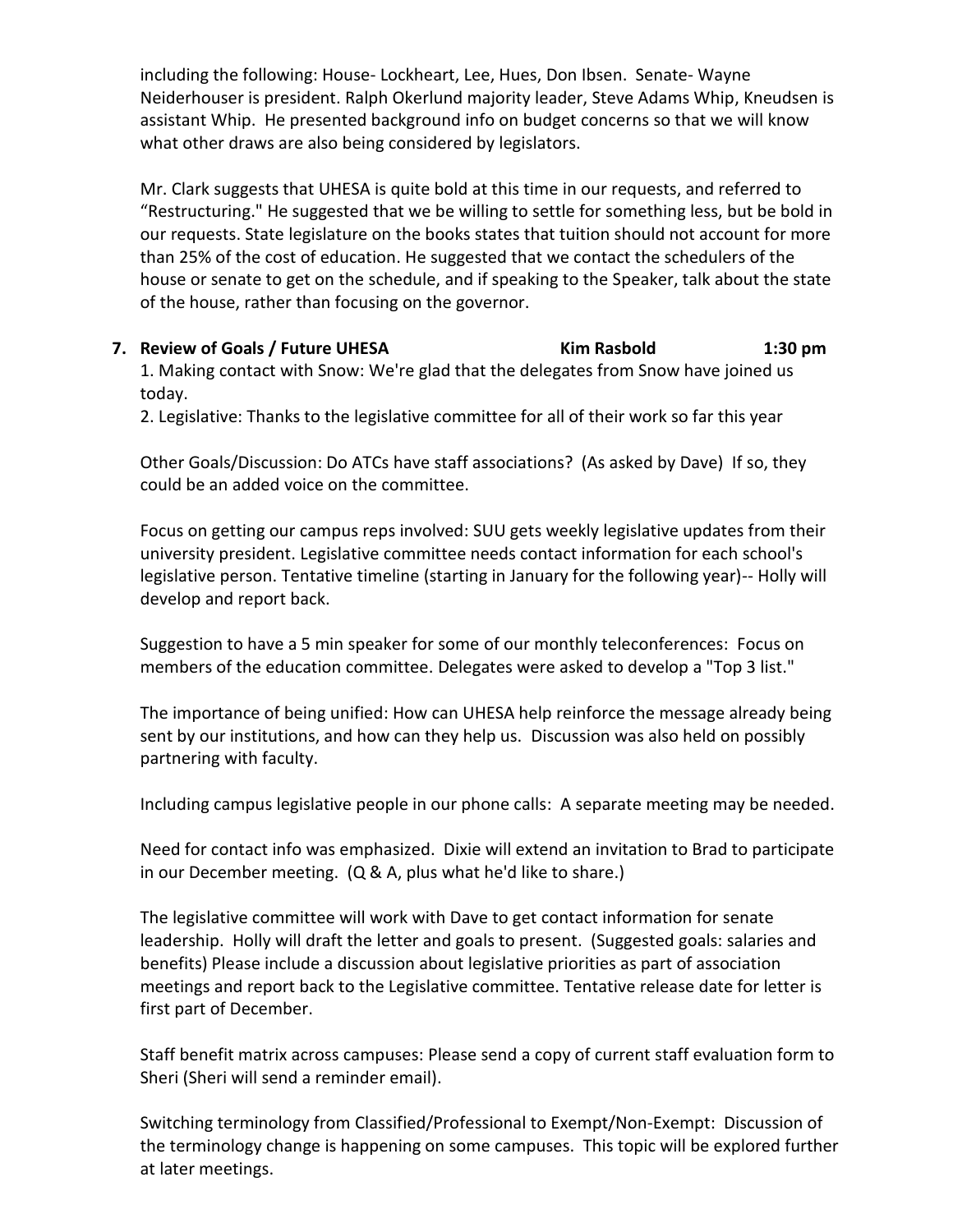including the following: House- Lockheart, Lee, Hues, Don Ibsen. Senate- Wayne Neiderhouser is president. Ralph Okerlund majority leader, Steve Adams Whip, Kneudsen is assistant Whip. He presented background info on budget concerns so that we will know what other draws are also being considered by legislators.

Mr. Clark suggests that UHESA is quite bold at this time in our requests, and referred to "Restructuring." He suggested that we be willing to settle for something less, but be bold in our requests. State legislature on the books states that tuition should not account for more than 25% of the cost of education. He suggested that we contact the schedulers of the house or senate to get on the schedule, and if speaking to the Speaker, talk about the state of the house, rather than focusing on the governor.

**7. Review of Goals / Future UHESA — Kim Rasbold — 1:30 pm**

1. Making contact with Snow: We're glad that the delegates from Snow have joined us today.
2. Legislative: Thanks to the legislative committee for all of their work so far this year

Other Goals/Discussion: Do ATCs have staff associations? (As asked by Dave) If so, they could be an added voice on the committee.

Focus on getting our campus reps involved: SUU gets weekly legislative updates from their university president. Legislative committee needs contact information for each school's legislative person. Tentative timeline (starting in January for the following year)-- Holly will develop and report back.

Suggestion to have a 5 min speaker for some of our monthly teleconferences: Focus on members of the education committee. Delegates were asked to develop a "Top 3 list."

The importance of being unified: How can UHESA help reinforce the message already being sent by our institutions, and how can they help us. Discussion was also held on possibly partnering with faculty.

Including campus legislative people in our phone calls: A separate meeting may be needed.

Need for contact info was emphasized. Dixie will extend an invitation to Brad to participate in our December meeting. (Q & A, plus what he'd like to share.)

The legislative committee will work with Dave to get contact information for senate leadership. Holly will draft the letter and goals to present. (Suggested goals: salaries and benefits) Please include a discussion about legislative priorities as part of association meetings and report back to the Legislative committee. Tentative release date for letter is first part of December.

Staff benefit matrix across campuses: Please send a copy of current staff evaluation form to Sheri (Sheri will send a reminder email).

Switching terminology from Classified/Professional to Exempt/Non-Exempt: Discussion of the terminology change is happening on some campuses. This topic will be explored further at later meetings.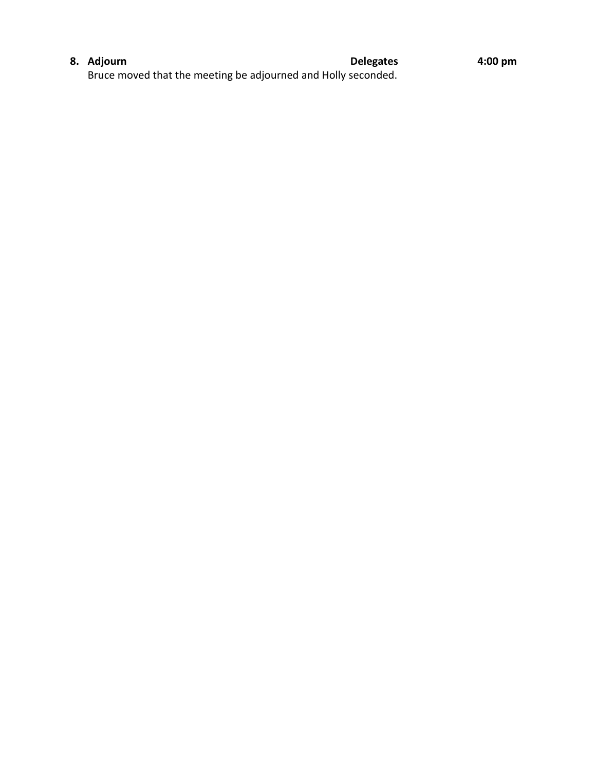**8. Adjourn** **Delegates** **4:00 pm**

Bruce moved that the meeting be adjourned and Holly seconded.